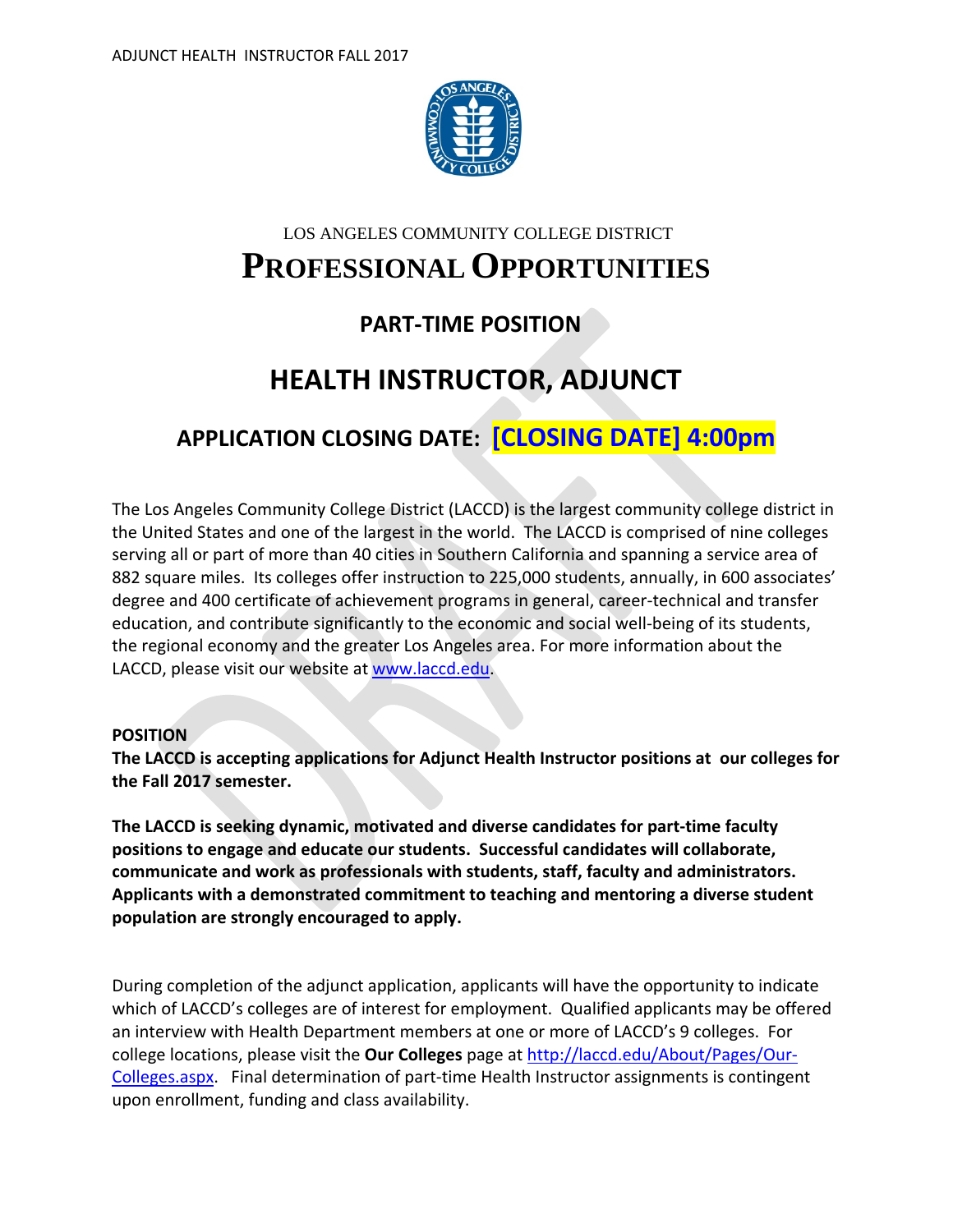LOS ANGELES COMMUNITY COLLEGE DISTRICT

# PROFESSIONAL OPPORTUNITIES

## PART-TIME POSITION

# HEALTH INSTRUCTOR, ADJUNCT

## APPLICATION CLOSING DATE: [CLOSING DATE] 4:00pm

The Los Angeles Community College District (LACCD) is the largest community college district in the United States and one of the largest in the world. The LACCD is comprised of nine colleges serving all or part of more than 40 cities in Southern California and spanning a service area of 882 square miles. Its colleges offer instruction to 225,000 students, annually, in 600 associates' degree and 400 certificate of achievement programs in general, career-technical and transfer education, and contribute significantly to the economic and social well-being of its students, the regional economy and the greater Los Angeles area. For more information about the LACCD, please visit our website at www.laccd.edu.

**POSITION**

**The LACCD is accepting applications for Adjunct Health Instructor positions at our colleges for the Fall 2017 semester.**

**The LACCD is seeking dynamic, motivated and diverse candidates for part-time faculty positions to engage and educate our students. Successful candidates will collaborate, communicate and work as professionals with students, staff, faculty and administrators. Applicants with a demonstrated commitment to teaching and mentoring a diverse student population are strongly encouraged to apply.**

During completion of the adjunct application, applicants will have the opportunity to indicate which of LACCD's colleges are of interest for employment. Qualified applicants may be offered an interview with Health Department members at one or more of LACCD's 9 colleges. For college locations, please visit the **Our Colleges** page at http://laccd.edu/About/Pages/Our-Colleges.aspx. Final determination of part-time Health Instructor assignments is contingent upon enrollment, funding and class availability.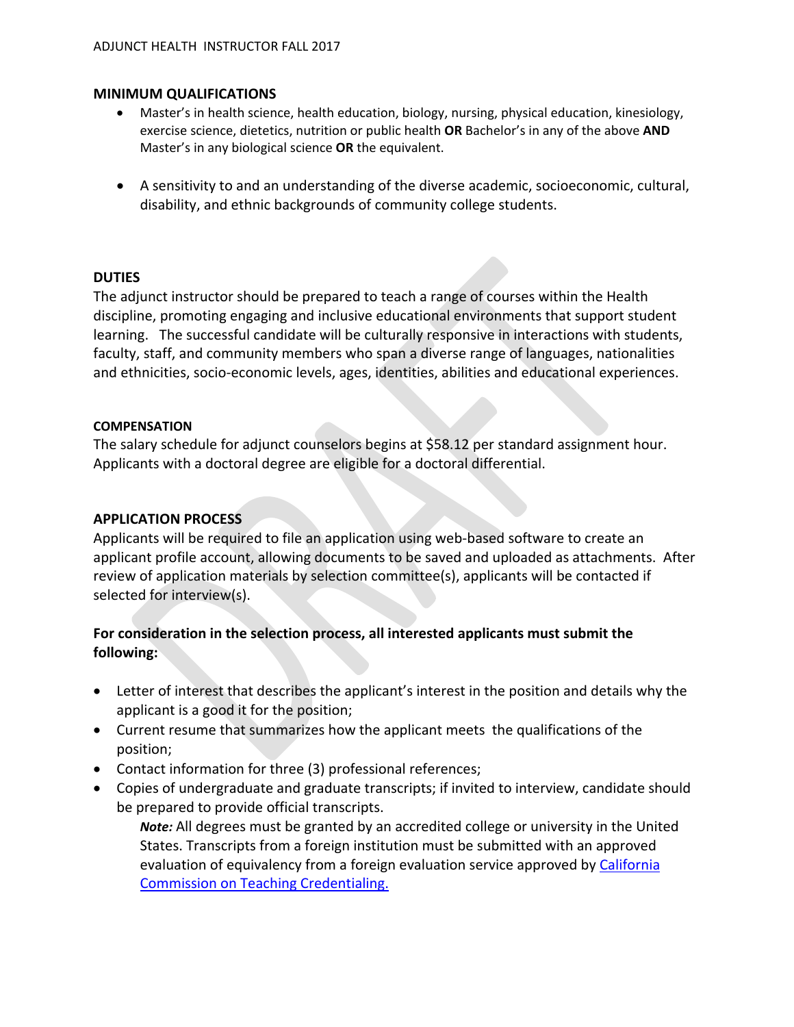## MINIMUM QUALIFICATIONS

- Master's in health science, health education, biology, nursing, physical education, kinesiology, exercise science, dietetics, nutrition or public health **OR** Bachelor's in any of the above **AND** Master's in any biological science **OR** the equivalent.
- A sensitivity to and an understanding of the diverse academic, socioeconomic, cultural, disability, and ethnic backgrounds of community college students.

## DUTIES

The adjunct instructor should be prepared to teach a range of courses within the Health discipline, promoting engaging and inclusive educational environments that support student learning. The successful candidate will be culturally responsive in interactions with students, faculty, staff, and community members who span a diverse range of languages, nationalities and ethnicities, socio-economic levels, ages, identities, abilities and educational experiences.

### COMPENSATION

The salary schedule for adjunct counselors begins at $58.12 per standard assignment hour. Applicants with a doctoral degree are eligible for a doctoral differential.

## APPLICATION PROCESS

Applicants will be required to file an application using web-based software to create an applicant profile account, allowing documents to be saved and uploaded as attachments. After review of application materials by selection committee(s), applicants will be contacted if selected for interview(s).

**For consideration in the selection process, all interested applicants must submit the following:**

- Letter of interest that describes the applicant's interest in the position and details why the applicant is a good it for the position;
- Current resume that summarizes how the applicant meets the qualifications of the position;
- Contact information for three (3) professional references;
- Copies of undergraduate and graduate transcripts; if invited to interview, candidate should be prepared to provide official transcripts.

  ***Note:*** All degrees must be granted by an accredited college or university in the United States. Transcripts from a foreign institution must be submitted with an approved evaluation of equivalency from a foreign evaluation service approved by California Commission on Teaching Credentialing.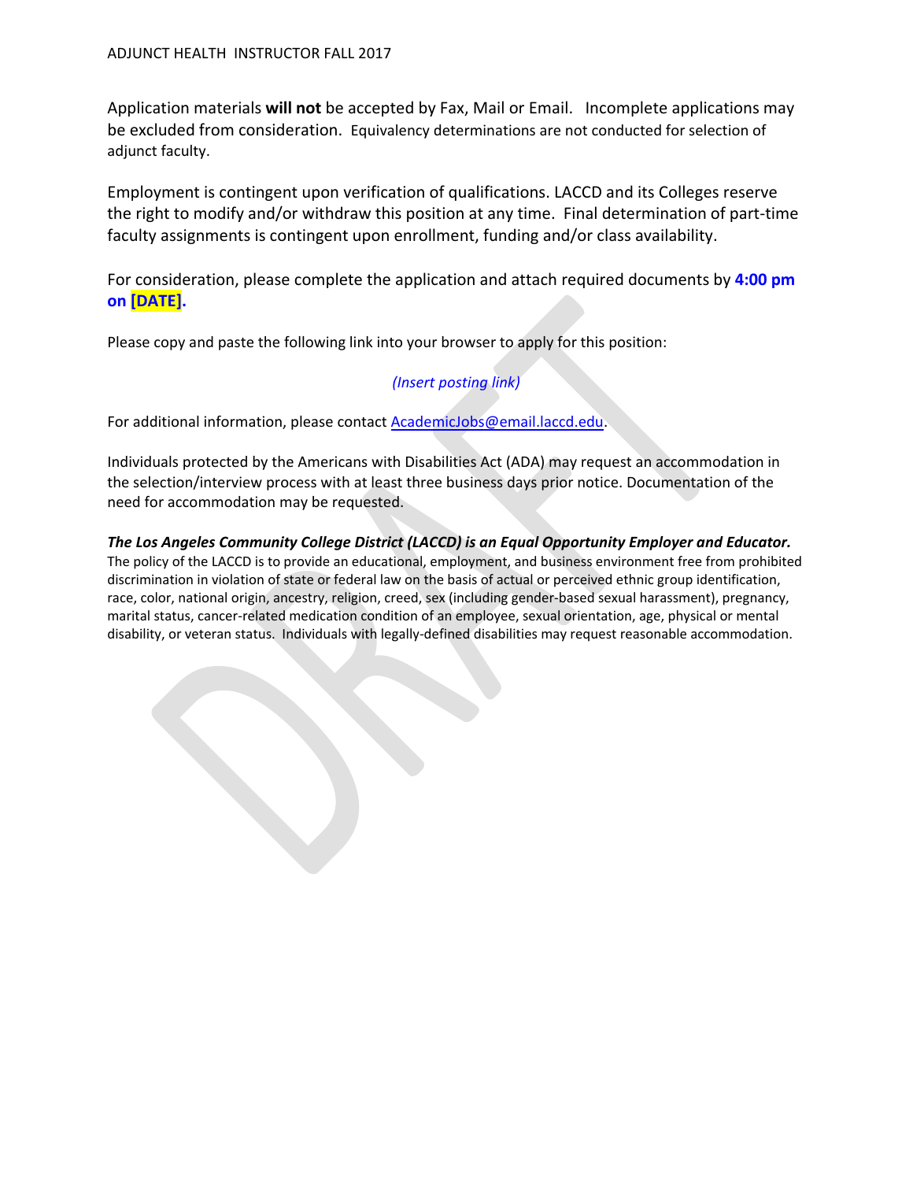Application materials **will not** be accepted by Fax, Mail or Email. Incomplete applications may be excluded from consideration. Equivalency determinations are not conducted for selection of adjunct faculty.

Employment is contingent upon verification of qualifications. LACCD and its Colleges reserve the right to modify and/or withdraw this position at any time. Final determination of part-time faculty assignments is contingent upon enrollment, funding and/or class availability.

For consideration, please complete the application and attach required documents by **4:00 pm on [DATE].**

Please copy and paste the following link into your browser to apply for this position:

*(Insert posting link)*

For additional information, please contact AcademicJobs@email.laccd.edu.

Individuals protected by the Americans with Disabilities Act (ADA) may request an accommodation in the selection/interview process with at least three business days prior notice. Documentation of the need for accommodation may be requested.

***The Los Angeles Community College District (LACCD) is an Equal Opportunity Employer and Educator.*** The policy of the LACCD is to provide an educational, employment, and business environment free from prohibited discrimination in violation of state or federal law on the basis of actual or perceived ethnic group identification, race, color, national origin, ancestry, religion, creed, sex (including gender-based sexual harassment), pregnancy, marital status, cancer-related medication condition of an employee, sexual orientation, age, physical or mental disability, or veteran status. Individuals with legally-defined disabilities may request reasonable accommodation.